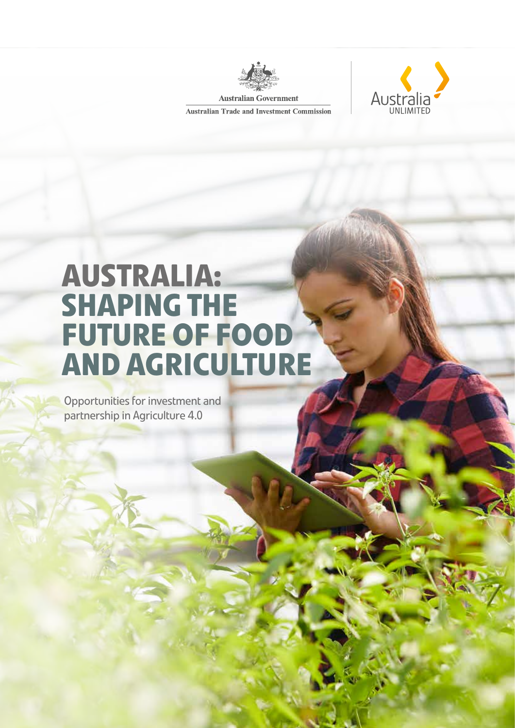Australian Government

Australian Trade and Investment Commission

Australia UNLIMITED

# AUSTRALIA: SHAPING THE FUTURE OF FOOD AND AGRICULTURE

Opportunities for investment and partnership in Agriculture 4.0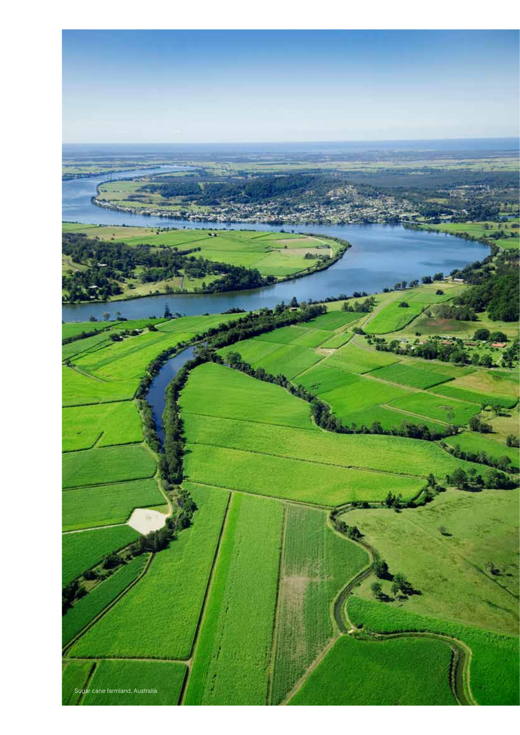Sugar cane farmland, Australia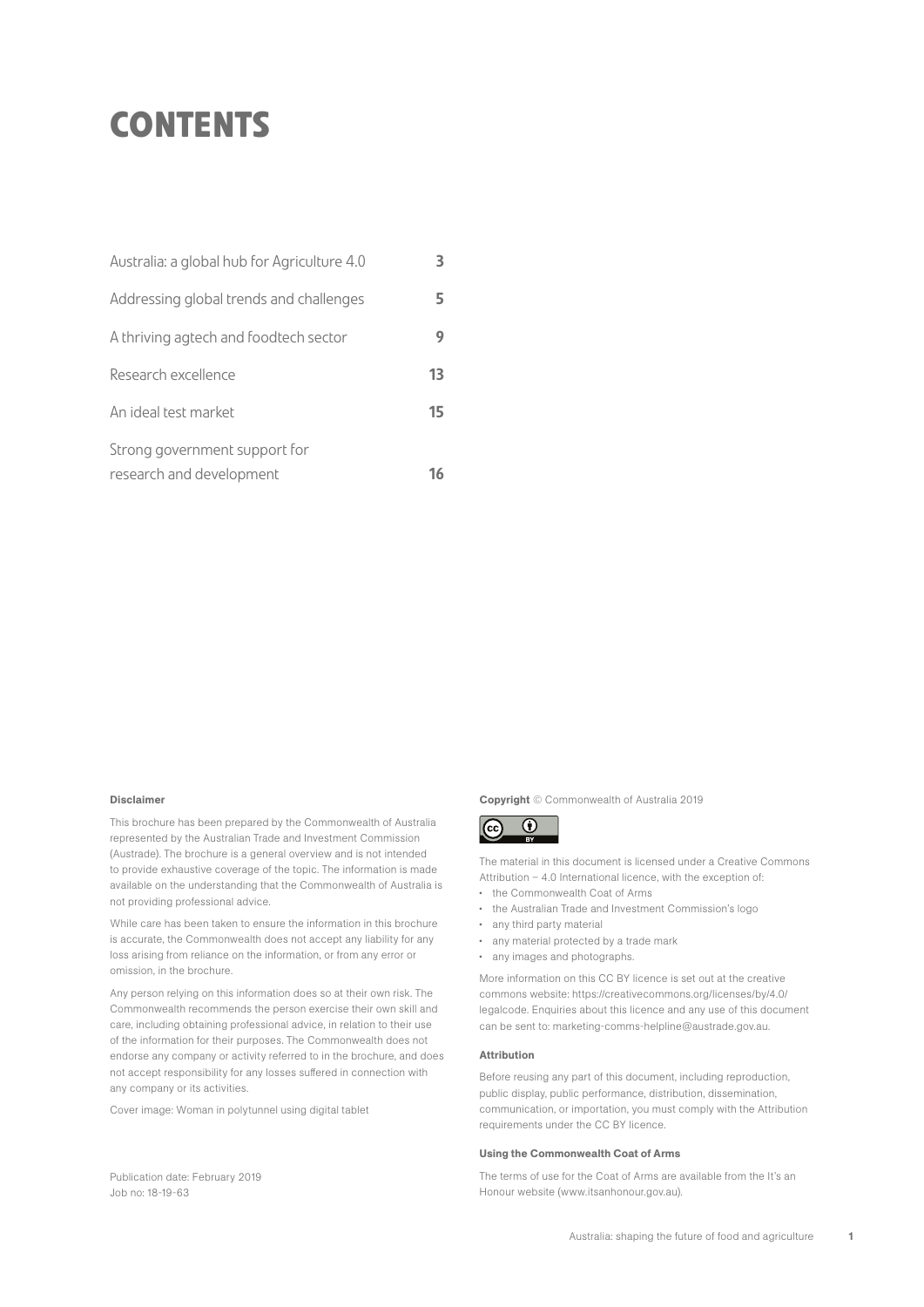# CONTENTS

| | |
|---|---|
| Australia: a global hub for Agriculture 4.0 | **3** |
| Addressing global trends and challenges | **5** |
| A thriving agtech and foodtech sector | **9** |
| Research excellence | **13** |
| An ideal test market | **15** |
| Strong government support for research and development | **16** |

**Disclaimer**

This brochure has been prepared by the Commonwealth of Australia represented by the Australian Trade and Investment Commission (Austrade). The brochure is a general overview and is not intended to provide exhaustive coverage of the topic. The information is made available on the understanding that the Commonwealth of Australia is not providing professional advice.

While care has been taken to ensure the information in this brochure is accurate, the Commonwealth does not accept any liability for any loss arising from reliance on the information, or from any error or omission, in the brochure.

Any person relying on this information does so at their own risk. The Commonwealth recommends the person exercise their own skill and care, including obtaining professional advice, in relation to their use of the information for their purposes. The Commonwealth does not endorse any company or activity referred to in the brochure, and does not accept responsibility for any losses suffered in connection with any company or its activities.

Cover image: Woman in polytunnel using digital tablet

Publication date: February 2019
Job no: 18-19-63

**Copyright** © Commonwealth of Australia 2019

The material in this document is licensed under a Creative Commons Attribution – 4.0 International licence, with the exception of:

- the Commonwealth Coat of Arms
- the Australian Trade and Investment Commission's logo
- any third party material
- any material protected by a trade mark
- any images and photographs.

More information on this CC BY licence is set out at the creative commons website: https://creativecommons.org/licenses/by/4.0/legalcode. Enquiries about this licence and any use of this document can be sent to: marketing-comms-helpline@austrade.gov.au.

**Attribution**

Before reusing any part of this document, including reproduction, public display, public performance, distribution, dissemination, communication, or importation, you must comply with the Attribution requirements under the CC BY licence.

**Using the Commonwealth Coat of Arms**

The terms of use for the Coat of Arms are available from the It's an Honour website (www.itsanhonour.gov.au).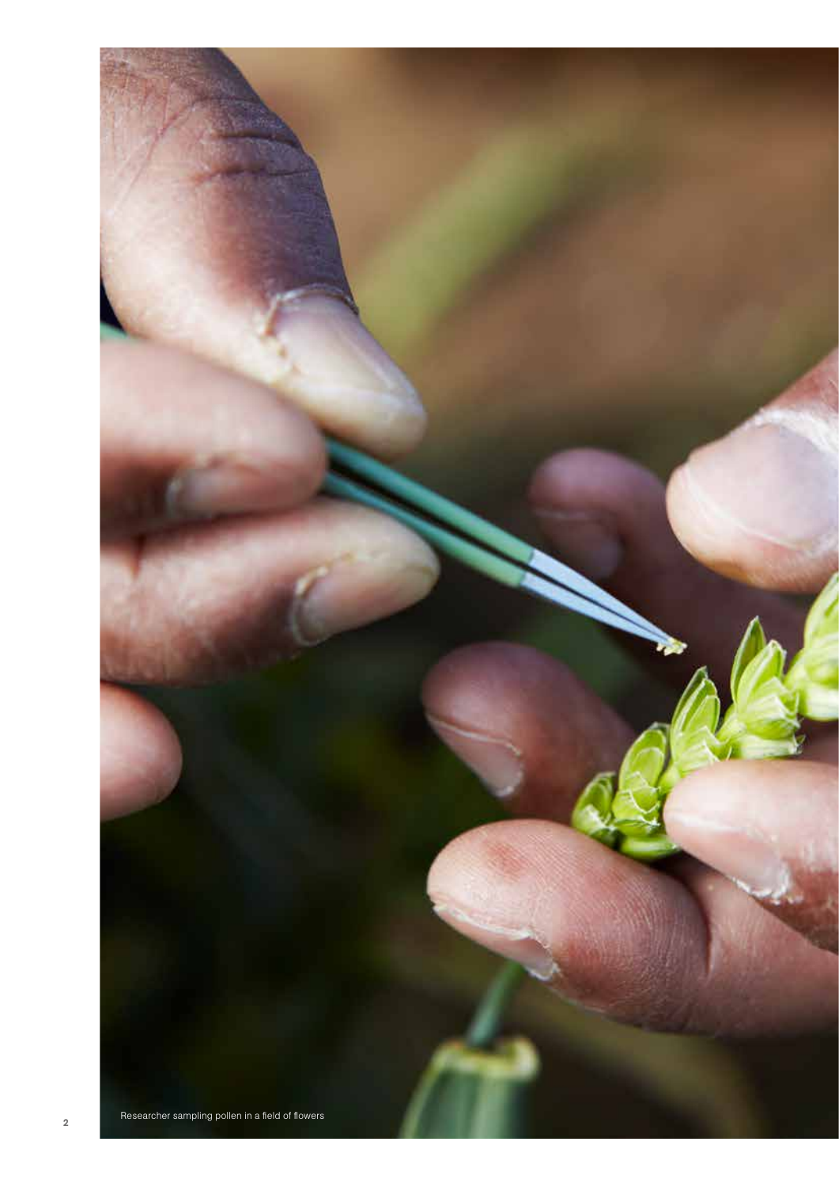Researcher sampling pollen in a field of flowers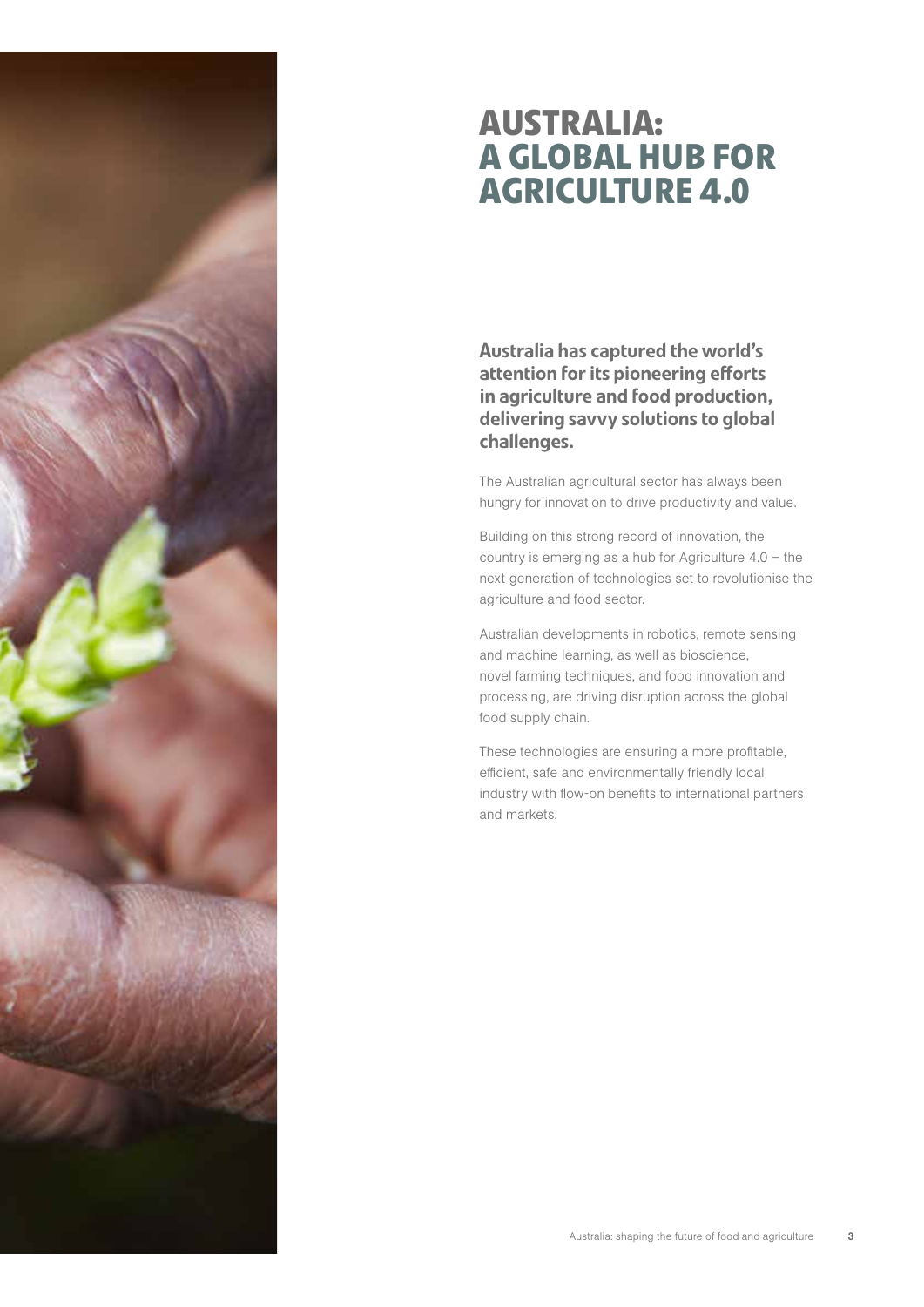# AUSTRALIA: A GLOBAL HUB FOR AGRICULTURE 4.0

**Australia has captured the world's attention for its pioneering efforts in agriculture and food production, delivering savvy solutions to global challenges.**

The Australian agricultural sector has always been hungry for innovation to drive productivity and value.

Building on this strong record of innovation, the country is emerging as a hub for Agriculture 4.0 – the next generation of technologies set to revolutionise the agriculture and food sector.

Australian developments in robotics, remote sensing and machine learning, as well as bioscience, novel farming techniques, and food innovation and processing, are driving disruption across the global food supply chain.

These technologies are ensuring a more profitable, efficient, safe and environmentally friendly local industry with flow-on benefits to international partners and markets.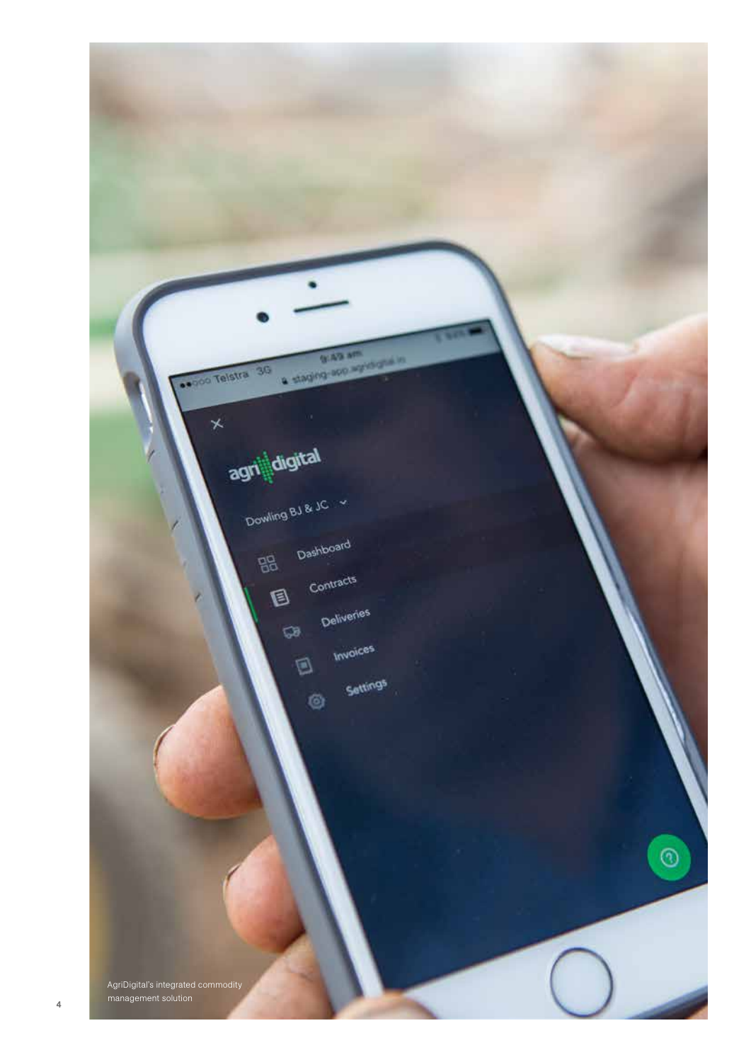AgriDigital's integrated commodity management solution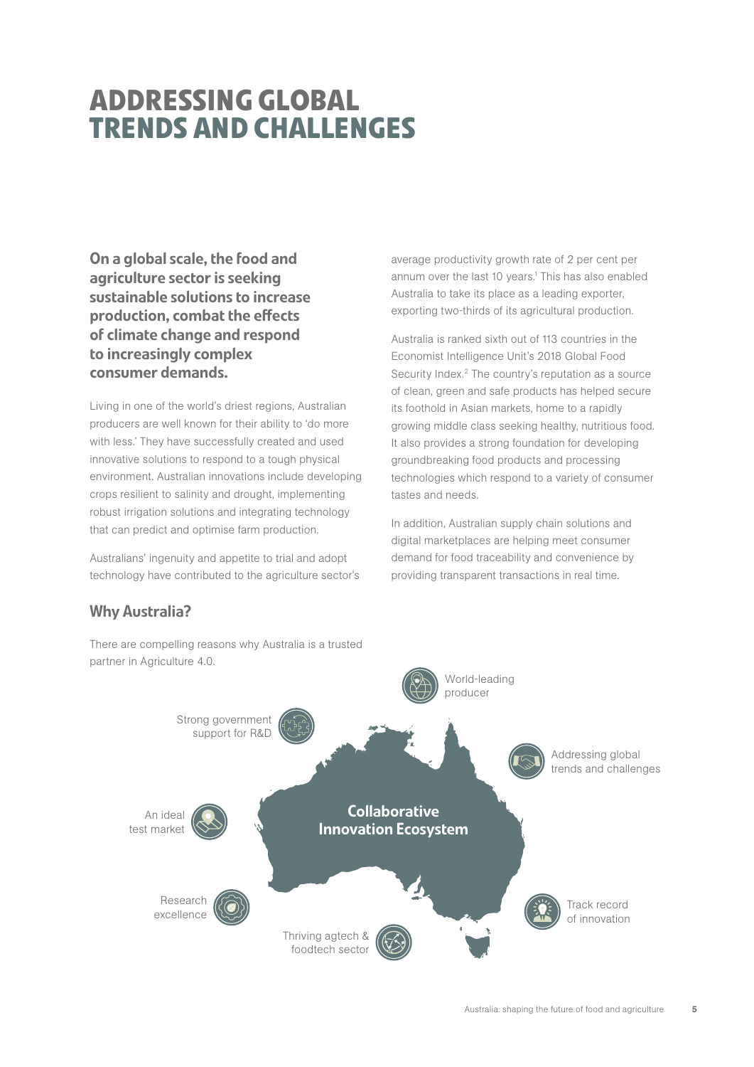# ADDRESSING GLOBAL TRENDS AND CHALLENGES

**On a global scale, the food and agriculture sector is seeking sustainable solutions to increase production, combat the effects of climate change and respond to increasingly complex consumer demands.**

Living in one of the world's driest regions, Australian producers are well known for their ability to 'do more with less.' They have successfully created and used innovative solutions to respond to a tough physical environment. Australian innovations include developing crops resilient to salinity and drought, implementing robust irrigation solutions and integrating technology that can predict and optimise farm production.

Australians' ingenuity and appetite to trial and adopt technology have contributed to the agriculture sector's average productivity growth rate of 2 per cent per annum over the last 10 years.[1] This has also enabled Australia to take its place as a leading exporter, exporting two-thirds of its agricultural production.

Australia is ranked sixth out of 113 countries in the Economist Intelligence Unit's 2018 Global Food Security Index.[2] The country's reputation as a source of clean, green and safe products has helped secure its foothold in Asian markets, home to a rapidly growing middle class seeking healthy, nutritious food. It also provides a strong foundation for developing groundbreaking food products and processing technologies which respond to a variety of consumer tastes and needs.

In addition, Australian supply chain solutions and digital marketplaces are helping meet consumer demand for food traceability and convenience by providing transparent transactions in real time.

## Why Australia?

There are compelling reasons why Australia is a trusted partner in Agriculture 4.0.

**Collaborative Innovation Ecosystem**

- World-leading producer
- Addressing global trends and challenges
- Track record of innovation
- Thriving agtech & foodtech sector
- Research excellence
- An ideal test market
- Strong government support for R&D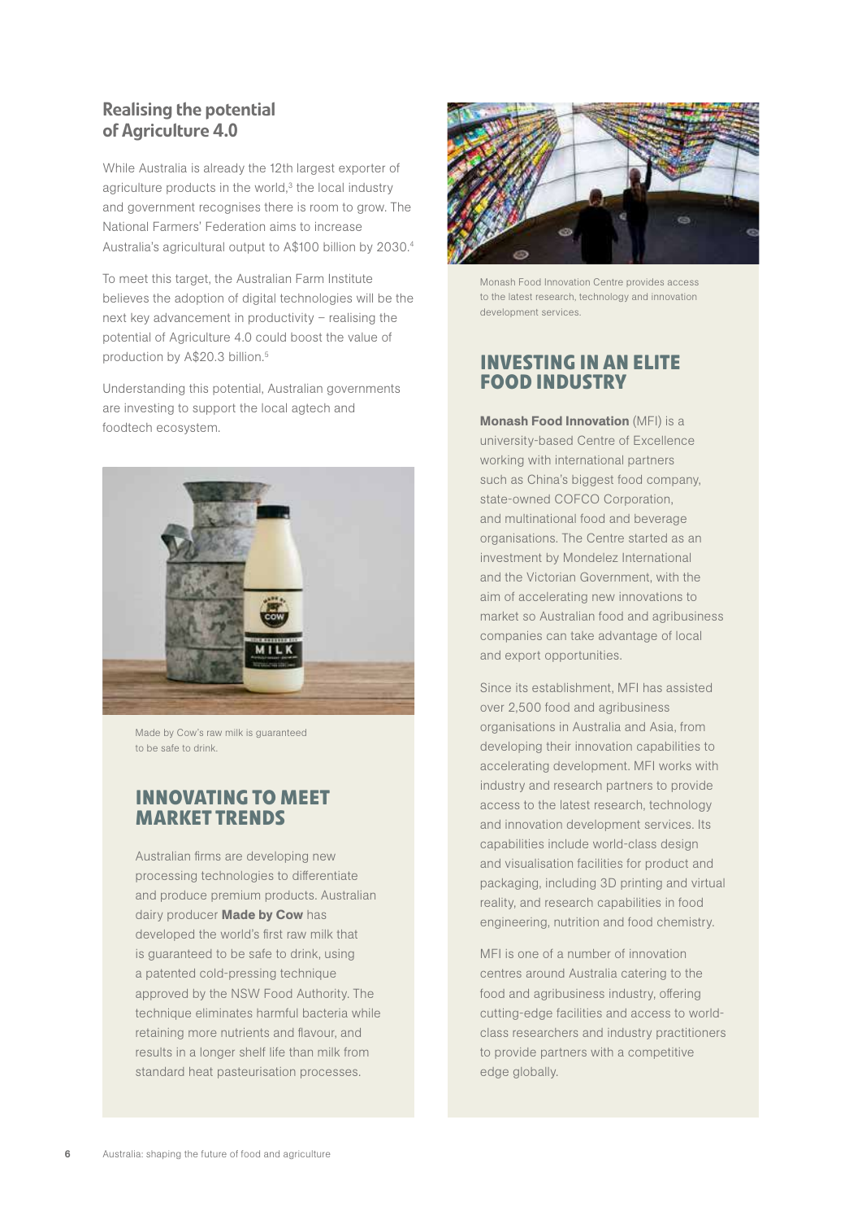## Realising the potential of Agriculture 4.0

While Australia is already the 12th largest exporter of agriculture products in the world,[3] the local industry and government recognises there is room to grow. The National Farmers' Federation aims to increase Australia's agricultural output to A$100 billion by 2030.[4]

To meet this target, the Australian Farm Institute believes the adoption of digital technologies will be the next key advancement in productivity – realising the potential of Agriculture 4.0 could boost the value of production by A$20.3 billion.[5]

Understanding this potential, Australian governments are investing to support the local agtech and foodtech ecosystem.

Made by Cow's raw milk is guaranteed to be safe to drink.

## INNOVATING TO MEET MARKET TRENDS

Australian firms are developing new processing technologies to differentiate and produce premium products. Australian dairy producer **Made by Cow** has developed the world's first raw milk that is guaranteed to be safe to drink, using a patented cold-pressing technique approved by the NSW Food Authority. The technique eliminates harmful bacteria while retaining more nutrients and flavour, and results in a longer shelf life than milk from standard heat pasteurisation processes.

Monash Food Innovation Centre provides access to the latest research, technology and innovation development services.

## INVESTING IN AN ELITE FOOD INDUSTRY

**Monash Food Innovation** (MFI) is a university-based Centre of Excellence working with international partners such as China's biggest food company, state-owned COFCO Corporation, and multinational food and beverage organisations. The Centre started as an investment by Mondelez International and the Victorian Government, with the aim of accelerating new innovations to market so Australian food and agribusiness companies can take advantage of local and export opportunities.

Since its establishment, MFI has assisted over 2,500 food and agribusiness organisations in Australia and Asia, from developing their innovation capabilities to accelerating development. MFI works with industry and research partners to provide access to the latest research, technology and innovation development services. Its capabilities include world-class design and visualisation facilities for product and packaging, including 3D printing and virtual reality, and research capabilities in food engineering, nutrition and food chemistry.

MFI is one of a number of innovation centres around Australia catering to the food and agribusiness industry, offering cutting-edge facilities and access to world-class researchers and industry practitioners to provide partners with a competitive edge globally.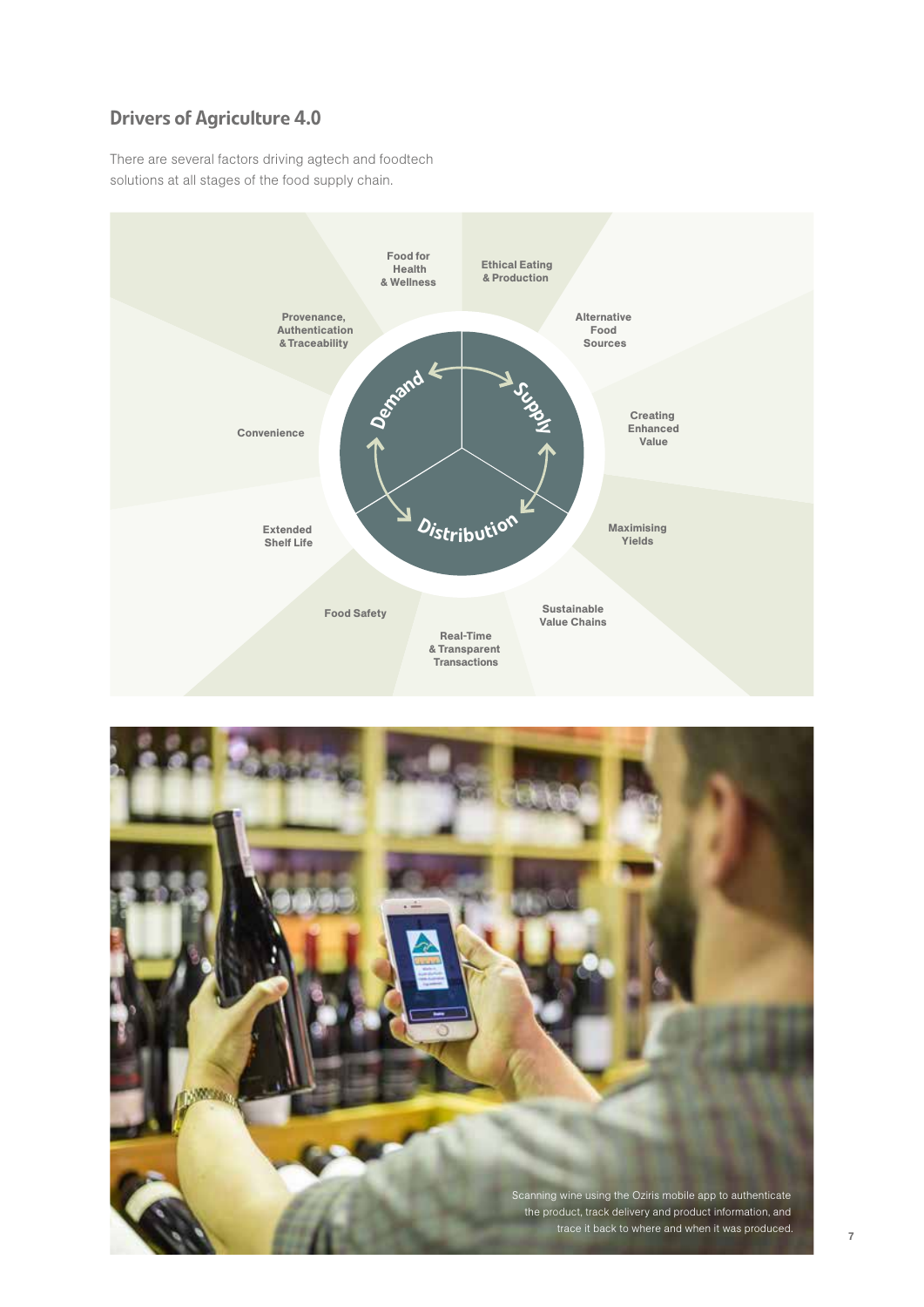## Drivers of Agriculture 4.0

There are several factors driving agtech and foodtech solutions at all stages of the food supply chain.

- Food for Health & Wellness
- Ethical Eating & Production
- Alternative Food Sources
- Creating Enhanced Value
- Maximising Yields
- Sustainable Value Chains
- Real-Time & Transparent Transactions
- Food Safety
- Extended Shelf Life
- Convenience
- Provenance, Authentication & Traceability

Demand – Supply – Distribution

Scanning wine using the Oziris mobile app to authenticate the product, track delivery and product information, and trace it back to where and when it was produced.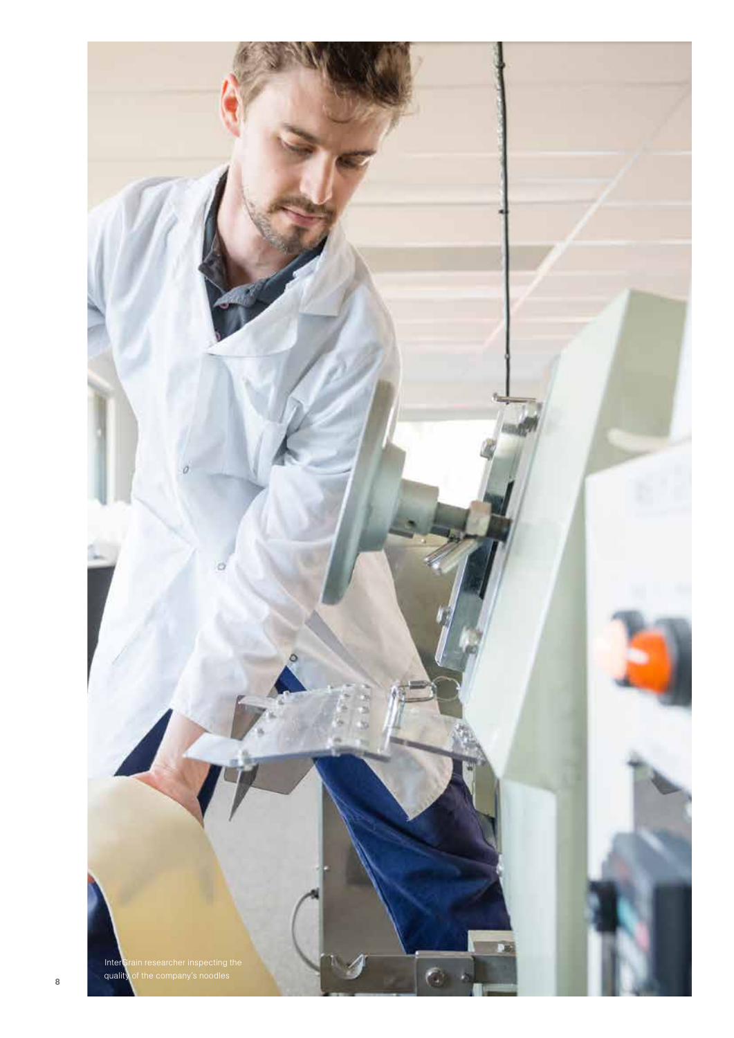InterGrain researcher inspecting the quality of the company's noodles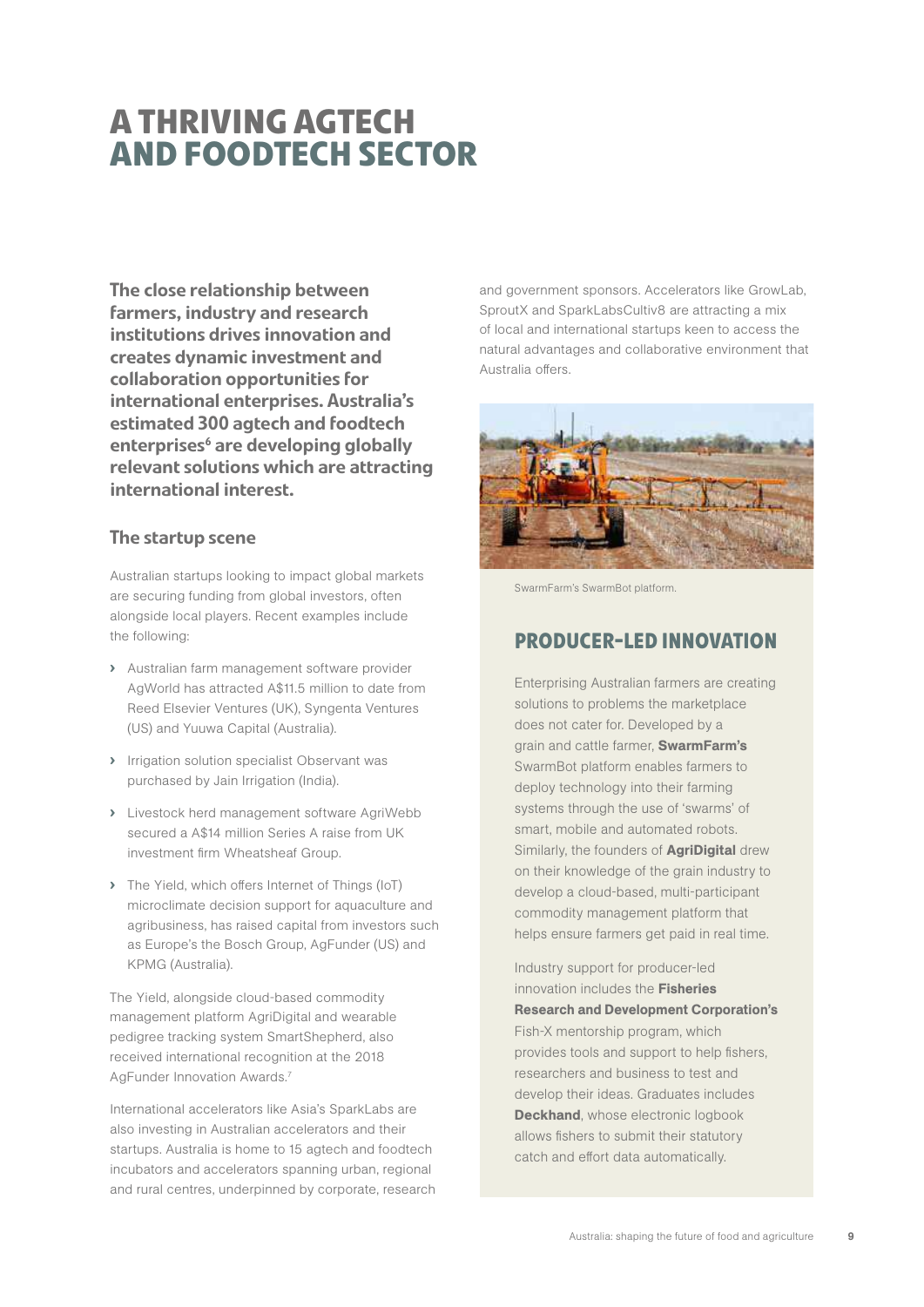# A THRIVING AGTECH AND FOODTECH SECTOR

**The close relationship between farmers, industry and research institutions drives innovation and creates dynamic investment and collaboration opportunities for international enterprises. Australia's estimated 300 agtech and foodtech enterprises[6] are developing globally relevant solutions which are attracting international interest.**

## The startup scene

Australian startups looking to impact global markets are securing funding from global investors, often alongside local players. Recent examples include the following:

- Australian farm management software provider AgWorld has attracted A$11.5 million to date from Reed Elsevier Ventures (UK), Syngenta Ventures (US) and Yuuwa Capital (Australia).
- Irrigation solution specialist Observant was purchased by Jain Irrigation (India).
- Livestock herd management software AgriWebb secured a A$14 million Series A raise from UK investment firm Wheatsheaf Group.
- The Yield, which offers Internet of Things (IoT) microclimate decision support for aquaculture and agribusiness, has raised capital from investors such as Europe's the Bosch Group, AgFunder (US) and KPMG (Australia).

The Yield, alongside cloud-based commodity management platform AgriDigital and wearable pedigree tracking system SmartShepherd, also received international recognition at the 2018 AgFunder Innovation Awards.[7]

International accelerators like Asia's SparkLabs are also investing in Australian accelerators and their startups. Australia is home to 15 agtech and foodtech incubators and accelerators spanning urban, regional and rural centres, underpinned by corporate, research and government sponsors. Accelerators like GrowLab, SproutX and SparkLabsCultiv8 are attracting a mix of local and international startups keen to access the natural advantages and collaborative environment that Australia offers.

SwarmFarm's SwarmBot platform.

## PRODUCER-LED INNOVATION

Enterprising Australian farmers are creating solutions to problems the marketplace does not cater for. Developed by a grain and cattle farmer, **SwarmFarm's** SwarmBot platform enables farmers to deploy technology into their farming systems through the use of 'swarms' of smart, mobile and automated robots. Similarly, the founders of **AgriDigital** drew on their knowledge of the grain industry to develop a cloud-based, multi-participant commodity management platform that helps ensure farmers get paid in real time.

Industry support for producer-led innovation includes the **Fisheries Research and Development Corporation's** Fish-X mentorship program, which provides tools and support to help fishers, researchers and business to test and develop their ideas. Graduates includes **Deckhand**, whose electronic logbook allows fishers to submit their statutory catch and effort data automatically.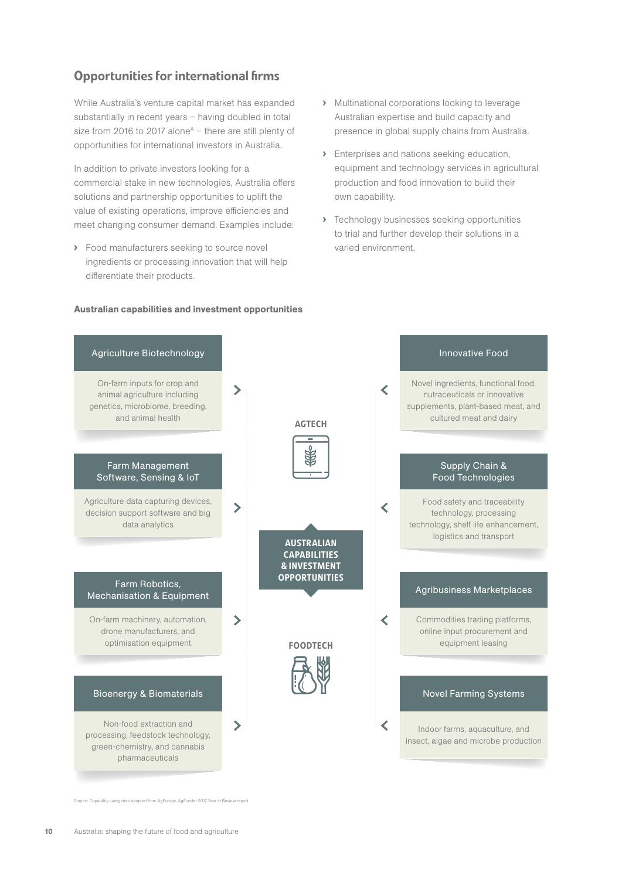## Opportunities for international firms

While Australia's venture capital market has expanded substantially in recent years – having doubled in total size from 2016 to 2017 alone[8] – there are still plenty of opportunities for international investors in Australia.

In addition to private investors looking for a commercial stake in new technologies, Australia offers solutions and partnership opportunities to uplift the value of existing operations, improve efficiencies and meet changing consumer demand. Examples include:

- Food manufacturers seeking to source novel ingredients or processing innovation that will help differentiate their products.
- Multinational corporations looking to leverage Australian expertise and build capacity and presence in global supply chains from Australia.
- Enterprises and nations seeking education, equipment and technology services in agricultural production and food innovation to build their own capability.
- Technology businesses seeking opportunities to trial and further develop their solutions in a varied environment.

**Australian capabilities and investment opportunities**

**AUSTRALIAN CAPABILITIES & INVESTMENT OPPORTUNITIES**

**AGTECH**

- **Agriculture Biotechnology**: On-farm inputs for crop and animal agriculture including genetics, microbiome, breeding, and animal health
- **Farm Management Software, Sensing & IoT**: Agriculture data capturing devices, decision support software and big data analytics
- **Farm Robotics, Mechanisation & Equipment**: On-farm machinery, automation, drone manufacturers, and optimisation equipment
- **Bioenergy & Biomaterials**: Non-food extraction and processing, feedstock technology, green-chemistry, and cannabis pharmaceuticals

**FOODTECH**

- **Innovative Food**: Novel ingredients, functional food, nutraceuticals or innovative supplements, plant-based meat, and cultured meat and dairy
- **Supply Chain & Food Technologies**: Food safety and traceability technology, processing technology, shelf life enhancement, logistics and transport
- **Agribusiness Marketplaces**: Commodities trading platforms, online input procurement and equipment leasing
- **Novel Farming Systems**: Indoor farms, aquaculture, and insect, algae and microbe production

Source: Capability categories adopted from AgFunder, AgFunder 2017 Year in Review report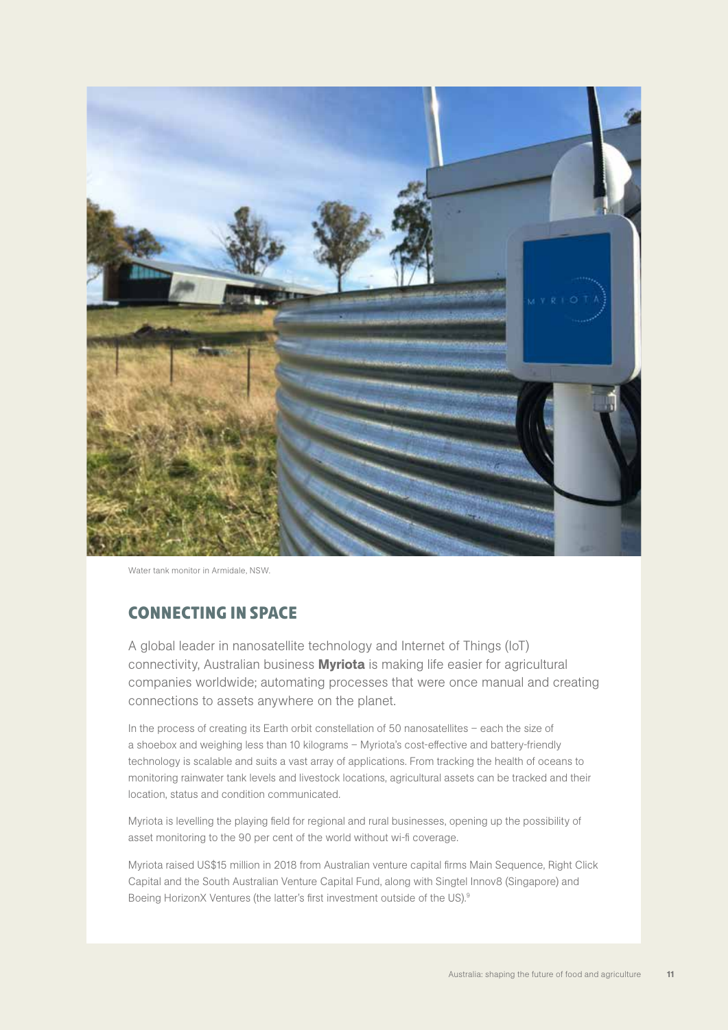Water tank monitor in Armidale, NSW.

## CONNECTING IN SPACE

A global leader in nanosatellite technology and Internet of Things (IoT) connectivity, Australian business **Myriota** is making life easier for agricultural companies worldwide; automating processes that were once manual and creating connections to assets anywhere on the planet.

In the process of creating its Earth orbit constellation of 50 nanosatellites – each the size of a shoebox and weighing less than 10 kilograms – Myriota's cost-effective and battery-friendly technology is scalable and suits a vast array of applications. From tracking the health of oceans to monitoring rainwater tank levels and livestock locations, agricultural assets can be tracked and their location, status and condition communicated.

Myriota is levelling the playing field for regional and rural businesses, opening up the possibility of asset monitoring to the 90 per cent of the world without wi-fi coverage.

Myriota raised US$15 million in 2018 from Australian venture capital firms Main Sequence, Right Click Capital and the South Australian Venture Capital Fund, along with Singtel Innov8 (Singapore) and Boeing HorizonX Ventures (the latter's first investment outside of the US).[9]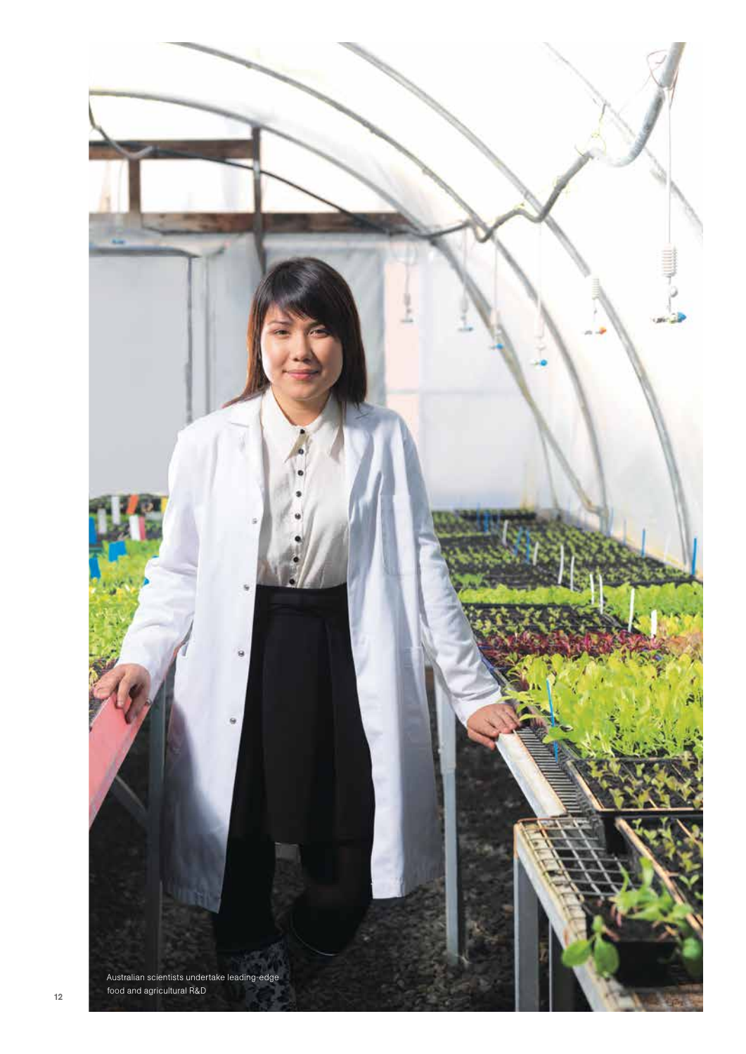Australian scientists undertake leading-edge food and agricultural R&D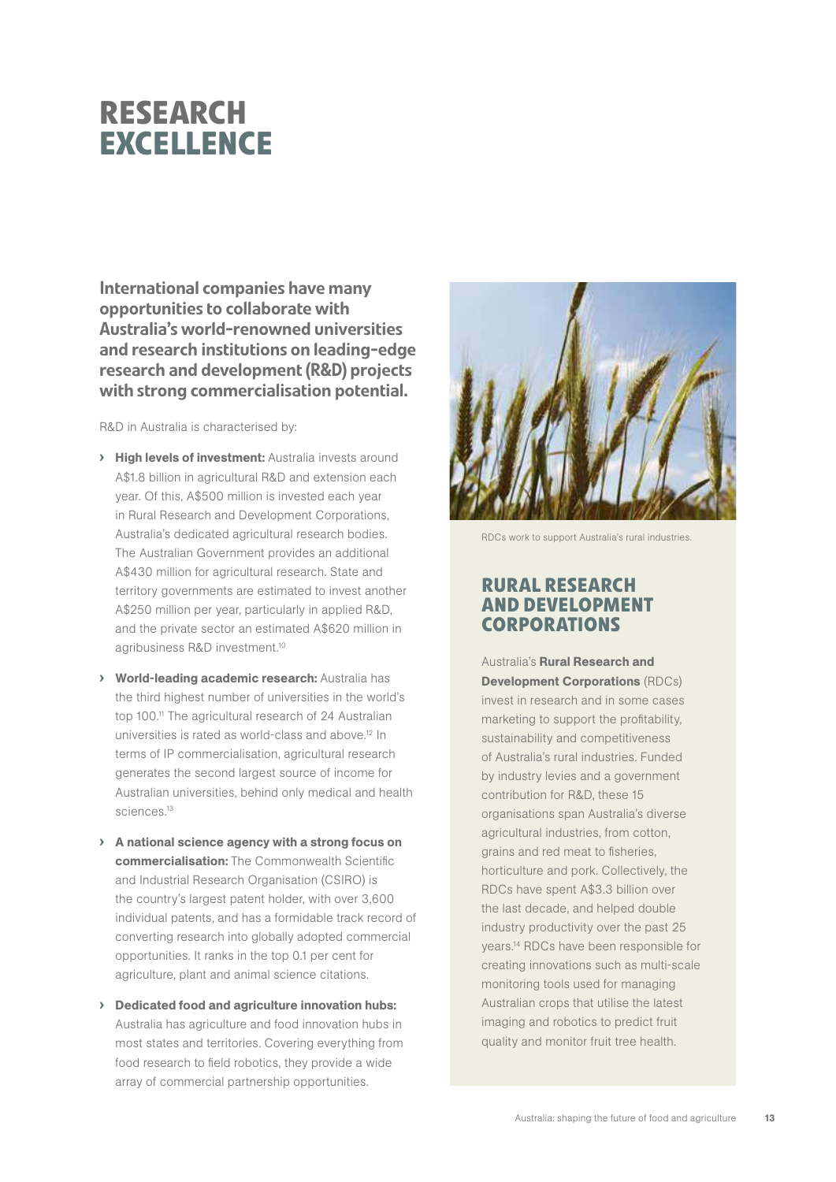# RESEARCH EXCELLENCE

**International companies have many opportunities to collaborate with Australia's world-renowned universities and research institutions on leading-edge research and development (R&D) projects with strong commercialisation potential.**

R&D in Australia is characterised by:

- **High levels of investment:** Australia invests around A$1.8 billion in agricultural R&D and extension each year. Of this, A$500 million is invested each year in Rural Research and Development Corporations, Australia's dedicated agricultural research bodies. The Australian Government provides an additional A$430 million for agricultural research. State and territory governments are estimated to invest another A$250 million per year, particularly in applied R&D, and the private sector an estimated A$620 million in agribusiness R&D investment.[10]
- **World-leading academic research:** Australia has the third highest number of universities in the world's top 100.[11] The agricultural research of 24 Australian universities is rated as world-class and above.[12] In terms of IP commercialisation, agricultural research generates the second largest source of income for Australian universities, behind only medical and health sciences.[13]
- **A national science agency with a strong focus on commercialisation:** The Commonwealth Scientific and Industrial Research Organisation (CSIRO) is the country's largest patent holder, with over 3,600 individual patents, and has a formidable track record of converting research into globally adopted commercial opportunities. It ranks in the top 0.1 per cent for agriculture, plant and animal science citations.
- **Dedicated food and agriculture innovation hubs:** Australia has agriculture and food innovation hubs in most states and territories. Covering everything from food research to field robotics, they provide a wide array of commercial partnership opportunities.

RDCs work to support Australia's rural industries.

## RURAL RESEARCH AND DEVELOPMENT CORPORATIONS

Australia's **Rural Research and Development Corporations** (RDCs) invest in research and in some cases marketing to support the profitability, sustainability and competitiveness of Australia's rural industries. Funded by industry levies and a government contribution for R&D, these 15 organisations span Australia's diverse agricultural industries, from cotton, grains and red meat to fisheries, horticulture and pork. Collectively, the RDCs have spent A$3.3 billion over the last decade, and helped double industry productivity over the past 25 years.[14] RDCs have been responsible for creating innovations such as multi-scale monitoring tools used for managing Australian crops that utilise the latest imaging and robotics to predict fruit quality and monitor fruit tree health.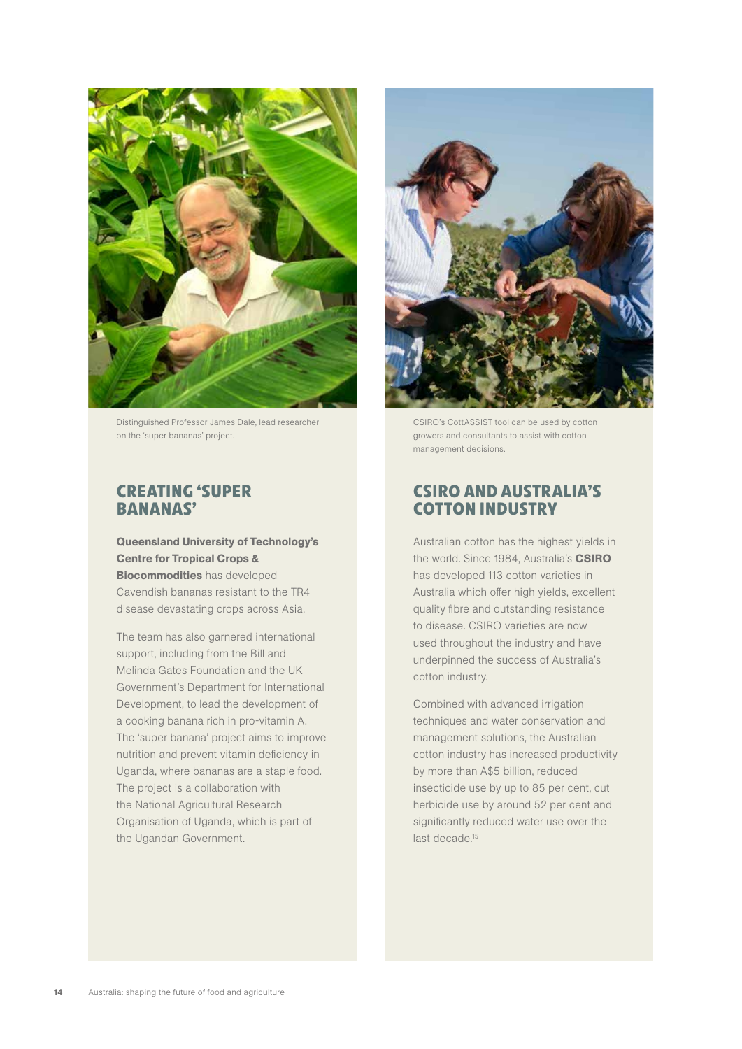Distinguished Professor James Dale, lead researcher on the 'super bananas' project.

## CREATING 'SUPER BANANAS'

**Queensland University of Technology's Centre for Tropical Crops & Biocommodities** has developed Cavendish bananas resistant to the TR4 disease devastating crops across Asia.

The team has also garnered international support, including from the Bill and Melinda Gates Foundation and the UK Government's Department for International Development, to lead the development of a cooking banana rich in pro-vitamin A. The 'super banana' project aims to improve nutrition and prevent vitamin deficiency in Uganda, where bananas are a staple food. The project is a collaboration with the National Agricultural Research Organisation of Uganda, which is part of the Ugandan Government.

CSIRO's CottASSIST tool can be used by cotton growers and consultants to assist with cotton management decisions.

## CSIRO AND AUSTRALIA'S COTTON INDUSTRY

Australian cotton has the highest yields in the world. Since 1984, Australia's **CSIRO** has developed 113 cotton varieties in Australia which offer high yields, excellent quality fibre and outstanding resistance to disease. CSIRO varieties are now used throughout the industry and have underpinned the success of Australia's cotton industry.

Combined with advanced irrigation techniques and water conservation and management solutions, the Australian cotton industry has increased productivity by more than A$5 billion, reduced insecticide use by up to 85 per cent, cut herbicide use by around 52 per cent and significantly reduced water use over the last decade.[15]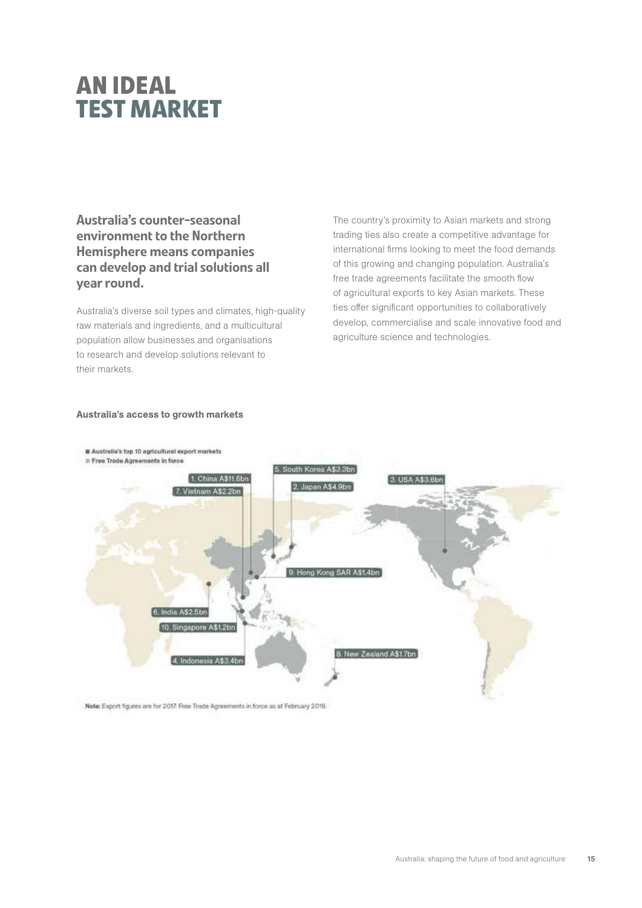# AN IDEAL TEST MARKET

**Australia's counter-seasonal environment to the Northern Hemisphere means companies can develop and trial solutions all year round.**

Australia's diverse soil types and climates, high-quality raw materials and ingredients, and a multicultural population allow businesses and organisations to research and develop solutions relevant to their markets.

The country's proximity to Asian markets and strong trading ties also create a competitive advantage for international firms looking to meet the food demands of this growing and changing population. Australia's free trade agreements facilitate the smooth flow of agricultural exports to key Asian markets. These ties offer significant opportunities to collaboratively develop, commercialise and scale innovative food and agriculture science and technologies.

**Australia's access to growth markets**

- Australia's top 10 agricultural export markets
- Free Trade Agreements in force

1. China A$11.6bn
2. Japan A$4.9bn
3. USA A$3.6bn
4. Indonesia A$3.4bn
5. South Korea A$3.3bn
6. India A$2.5bn
7. Vietnam A$2.2bn
8. New Zealand A$1.7bn
9. Hong Kong SAR A$1.4bn
10. Singapore A$1.2bn

**Note:** Export figures are for 2017. Free Trade Agreements in force as at February 2019.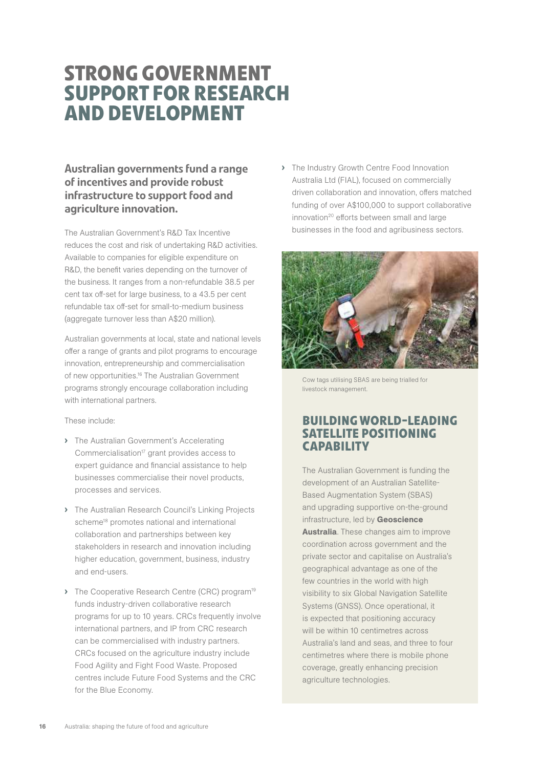# STRONG GOVERNMENT SUPPORT FOR RESEARCH AND DEVELOPMENT

## Australian governments fund a range of incentives and provide robust infrastructure to support food and agriculture innovation.

The Australian Government's R&D Tax Incentive reduces the cost and risk of undertaking R&D activities. Available to companies for eligible expenditure on R&D, the benefit varies depending on the turnover of the business. It ranges from a non-refundable 38.5 per cent tax off-set for large business, to a 43.5 per cent refundable tax off-set for small-to-medium business (aggregate turnover less than A$20 million).

Australian governments at local, state and national levels offer a range of grants and pilot programs to encourage innovation, entrepreneurship and commercialisation of new opportunities.[16] The Australian Government programs strongly encourage collaboration including with international partners.

These include:

- The Australian Government's Accelerating Commercialisation[17] grant provides access to expert guidance and financial assistance to help businesses commercialise their novel products, processes and services.
- The Australian Research Council's Linking Projects scheme[18] promotes national and international collaboration and partnerships between key stakeholders in research and innovation including higher education, government, business, industry and end-users.
- The Cooperative Research Centre (CRC) program[19] funds industry-driven collaborative research programs for up to 10 years. CRCs frequently involve international partners, and IP from CRC research can be commercialised with industry partners. CRCs focused on the agriculture industry include Food Agility and Fight Food Waste. Proposed centres include Future Food Systems and the CRC for the Blue Economy.
- The Industry Growth Centre Food Innovation Australia Ltd (FIAL), focused on commercially driven collaboration and innovation, offers matched funding of over A$100,000 to support collaborative innovation[20] efforts between small and large businesses in the food and agribusiness sectors.

Cow tags utilising SBAS are being trialled for livestock management.

### BUILDING WORLD-LEADING SATELLITE POSITIONING CAPABILITY

The Australian Government is funding the development of an Australian Satellite-Based Augmentation System (SBAS) and upgrading supportive on-the-ground infrastructure, led by **Geoscience Australia**. These changes aim to improve coordination across government and the private sector and capitalise on Australia's geographical advantage as one of the few countries in the world with high visibility to six Global Navigation Satellite Systems (GNSS). Once operational, it is expected that positioning accuracy will be within 10 centimetres across Australia's land and seas, and three to four centimetres where there is mobile phone coverage, greatly enhancing precision agriculture technologies.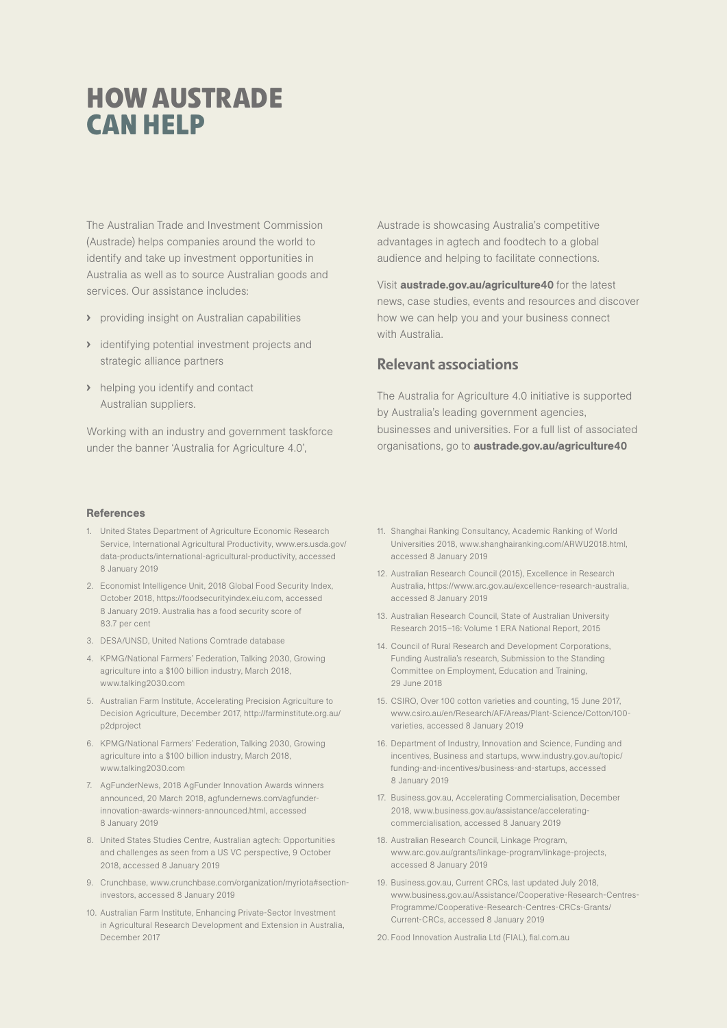# HOW AUSTRADE CAN HELP

The Australian Trade and Investment Commission (Austrade) helps companies around the world to identify and take up investment opportunities in Australia as well as to source Australian goods and services. Our assistance includes:

- providing insight on Australian capabilities
- identifying potential investment projects and strategic alliance partners
- helping you identify and contact Australian suppliers.

Working with an industry and government taskforce under the banner 'Australia for Agriculture 4.0', Austrade is showcasing Australia's competitive advantages in agtech and foodtech to a global audience and helping to facilitate connections.

Visit **austrade.gov.au/agriculture40** for the latest news, case studies, events and resources and discover how we can help you and your business connect with Australia.

## Relevant associations

The Australia for Agriculture 4.0 initiative is supported by Australia's leading government agencies, businesses and universities. For a full list of associated organisations, go to **austrade.gov.au/agriculture40**

### References

1. United States Department of Agriculture Economic Research Service, International Agricultural Productivity, www.ers.usda.gov/data-products/international-agricultural-productivity, accessed 8 January 2019
2. Economist Intelligence Unit, 2018 Global Food Security Index, October 2018, https://foodsecurityindex.eiu.com, accessed 8 January 2019. Australia has a food security score of 83.7 per cent
3. DESA/UNSD, United Nations Comtrade database
4. KPMG/National Farmers' Federation, Talking 2030, Growing agriculture into a $100 billion industry, March 2018, www.talking2030.com
5. Australian Farm Institute, Accelerating Precision Agriculture to Decision Agriculture, December 2017, http://farminstitute.org.au/p2dproject
6. KPMG/National Farmers' Federation, Talking 2030, Growing agriculture into a $100 billion industry, March 2018, www.talking2030.com
7. AgFunderNews, 2018 AgFunder Innovation Awards winners announced, 20 March 2018, agfundernews.com/agfunder-innovation-awards-winners-announced.html, accessed 8 January 2019
8. United States Studies Centre, Australian agtech: Opportunities and challenges as seen from a US VC perspective, 9 October 2018, accessed 8 January 2019
9. Crunchbase, www.crunchbase.com/organization/myriota#section-investors, accessed 8 January 2019
10. Australian Farm Institute, Enhancing Private-Sector Investment in Agricultural Research Development and Extension in Australia, December 2017
11. Shanghai Ranking Consultancy, Academic Ranking of World Universities 2018, www.shanghairanking.com/ARWU2018.html, accessed 8 January 2019
12. Australian Research Council (2015), Excellence in Research Australia, https://www.arc.gov.au/excellence-research-australia, accessed 8 January 2019
13. Australian Research Council, State of Australian University Research 2015–16: Volume 1 ERA National Report, 2015
14. Council of Rural Research and Development Corporations, Funding Australia's research, Submission to the Standing Committee on Employment, Education and Training, 29 June 2018
15. CSIRO, Over 100 cotton varieties and counting, 15 June 2017, www.csiro.au/en/Research/AF/Areas/Plant-Science/Cotton/100-varieties, accessed 8 January 2019
16. Department of Industry, Innovation and Science, Funding and incentives, Business and startups, www.industry.gov.au/topic/funding-and-incentives/business-and-startups, accessed 8 January 2019
17. Business.gov.au, Accelerating Commercialisation, December 2018, www.business.gov.au/assistance/accelerating-commercialisation, accessed 8 January 2019
18. Australian Research Council, Linkage Program, www.arc.gov.au/grants/linkage-program/linkage-projects, accessed 8 January 2019
19. Business.gov.au, Current CRCs, last updated July 2018, www.business.gov.au/Assistance/Cooperative-Research-Centres-Programme/Cooperative-Research-Centres-CRCs-Grants/Current-CRCs, accessed 8 January 2019
20. Food Innovation Australia Ltd (FIAL), fial.com.au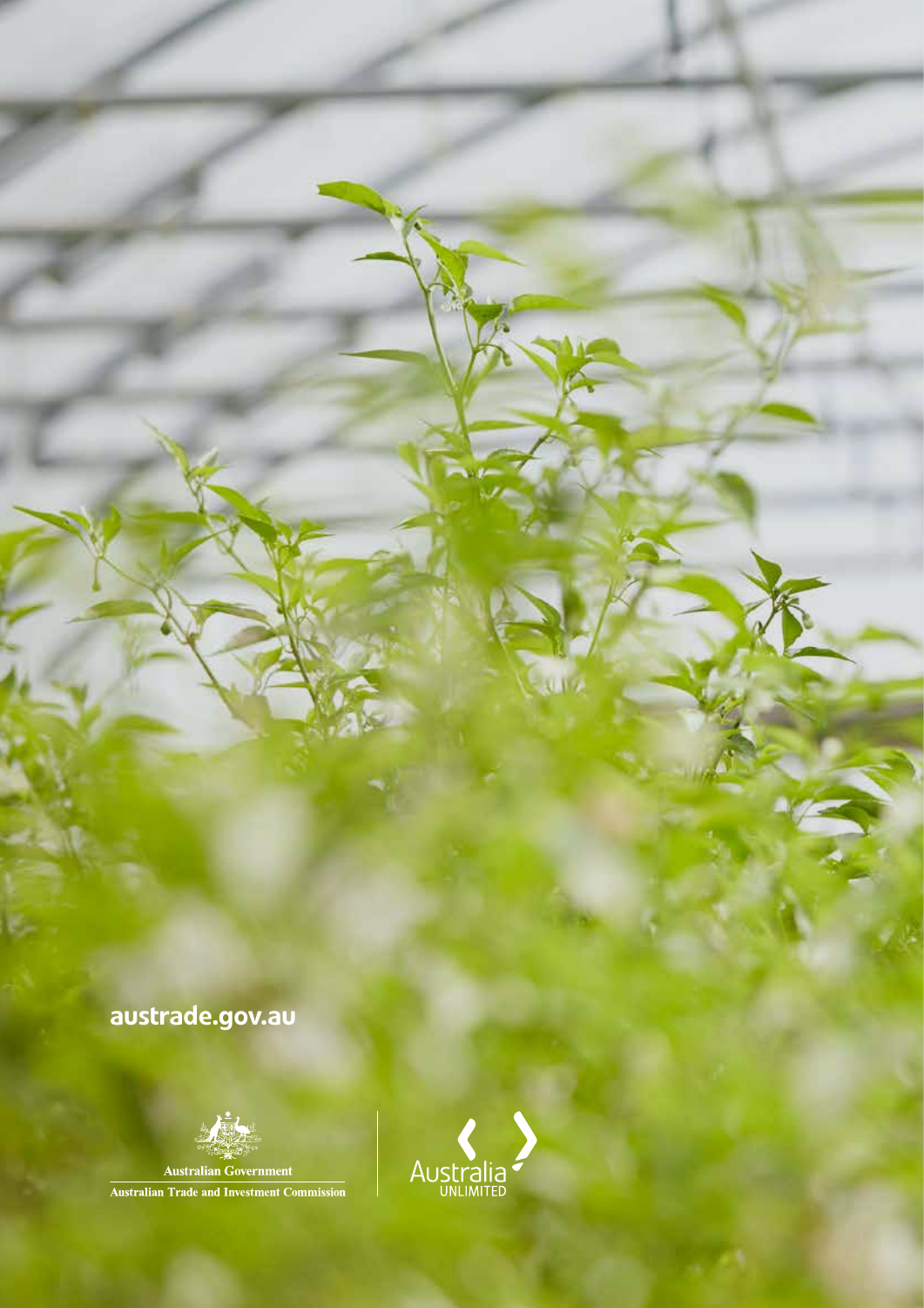austrade.gov.au

Australian Government

Australian Trade and Investment Commission

Australia UNLIMITED